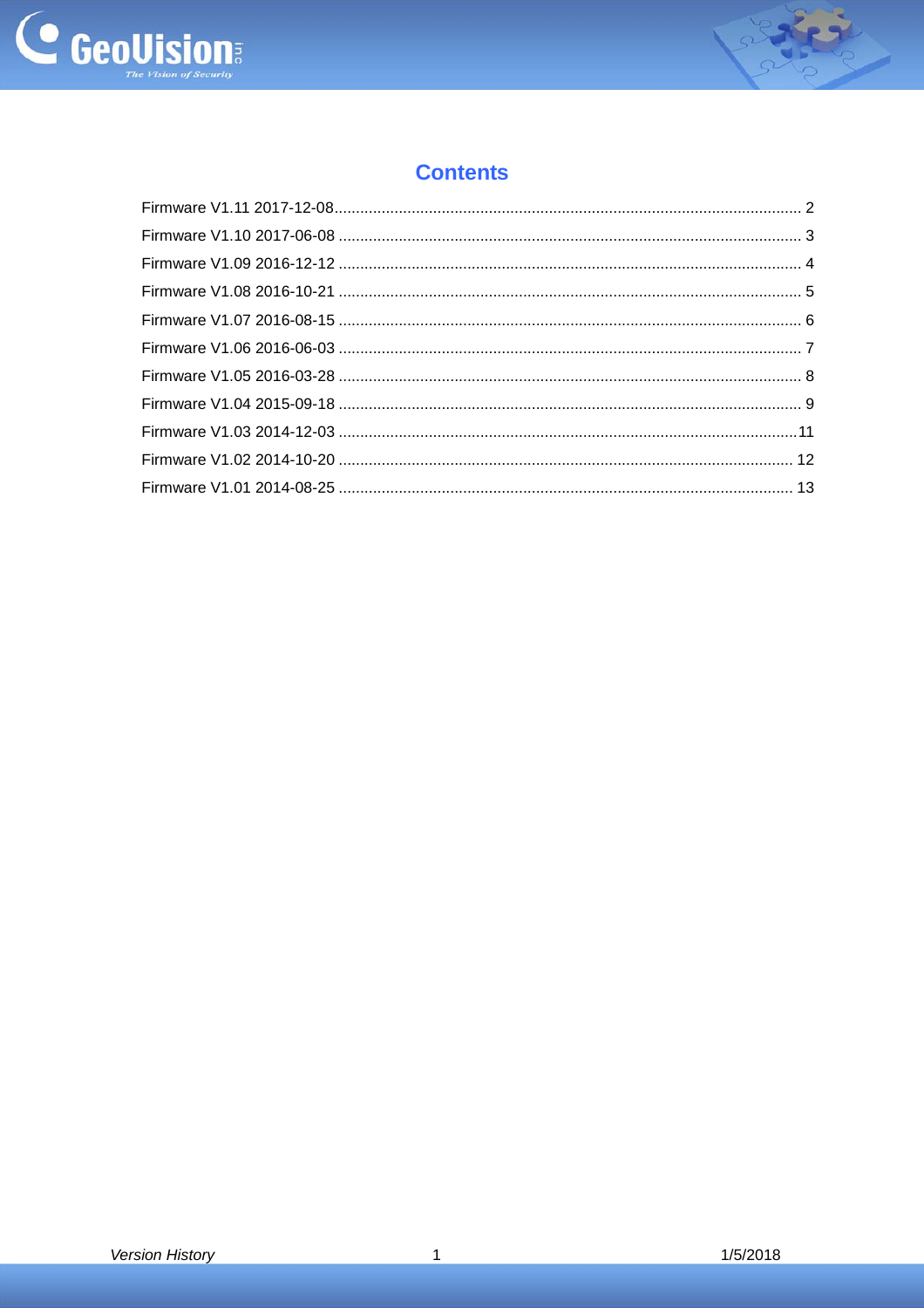# Contents

Firmware V1.11 2017-12-08 ........................................................................................................ 2

Firmware V1.10 2017-06-08 ........................................................................................................ 3

Firmware V1.09 2016-12-12 ........................................................................................................ 4

Firmware V1.08 2016-10-21 ........................................................................................................ 5

Firmware V1.07 2016-08-15 ........................................................................................................ 6

Firmware V1.06 2016-06-03 ........................................................................................................ 7

Firmware V1.05 2016-03-28 ........................................................................................................ 8

Firmware V1.04 2015-09-18 ........................................................................................................ 9

Firmware V1.03 2014-12-03 ........................................................................................................ 11

Firmware V1.02 2014-10-20 ........................................................................................................ 12

Firmware V1.01 2014-08-25 ........................................................................................................ 13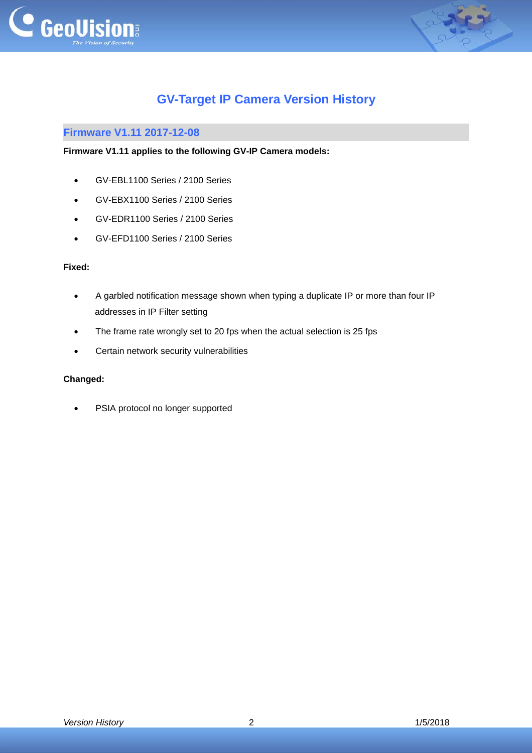# GV-Target IP Camera Version History

## Firmware V1.11 2017-12-08

**Firmware V1.11 applies to the following GV-IP Camera models:**

- GV-EBL1100 Series / 2100 Series
- GV-EBX1100 Series / 2100 Series
- GV-EDR1100 Series / 2100 Series
- GV-EFD1100 Series / 2100 Series

**Fixed:**

- A garbled notification message shown when typing a duplicate IP or more than four IP addresses in IP Filter setting
- The frame rate wrongly set to 20 fps when the actual selection is 25 fps
- Certain network security vulnerabilities

**Changed:**

- PSIA protocol no longer supported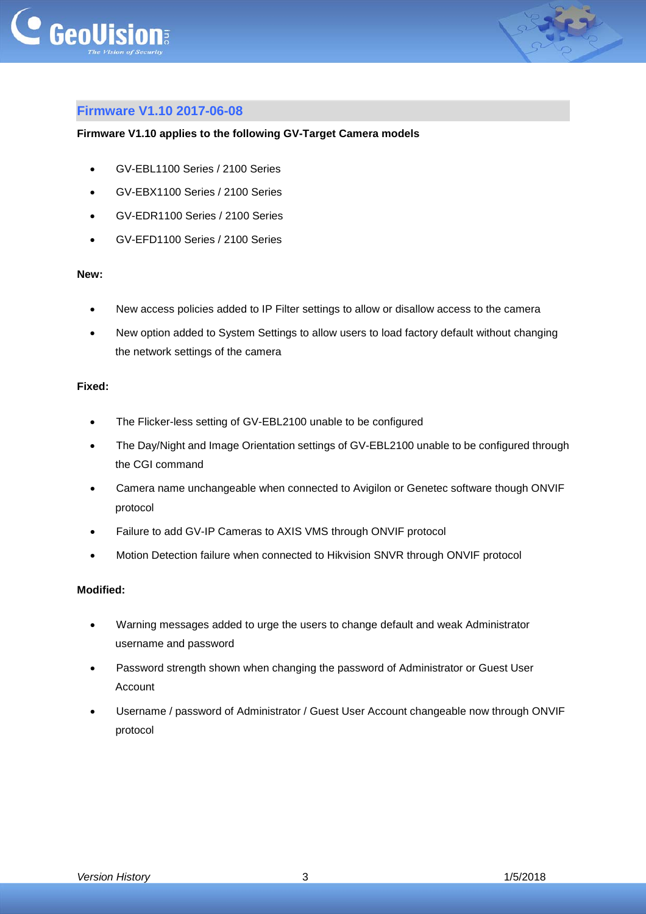## Firmware V1.10 2017-06-08

**Firmware V1.10 applies to the following GV-Target Camera models**

- GV-EBL1100 Series / 2100 Series
- GV-EBX1100 Series / 2100 Series
- GV-EDR1100 Series / 2100 Series
- GV-EFD1100 Series / 2100 Series

**New:**

- New access policies added to IP Filter settings to allow or disallow access to the camera
- New option added to System Settings to allow users to load factory default without changing the network settings of the camera

**Fixed:**

- The Flicker-less setting of GV-EBL2100 unable to be configured
- The Day/Night and Image Orientation settings of GV-EBL2100 unable to be configured through the CGI command
- Camera name unchangeable when connected to Avigilon or Genetec software though ONVIF protocol
- Failure to add GV-IP Cameras to AXIS VMS through ONVIF protocol
- Motion Detection failure when connected to Hikvision SNVR through ONVIF protocol

**Modified:**

- Warning messages added to urge the users to change default and weak Administrator username and password
- Password strength shown when changing the password of Administrator or Guest User Account
- Username / password of Administrator / Guest User Account changeable now through ONVIF protocol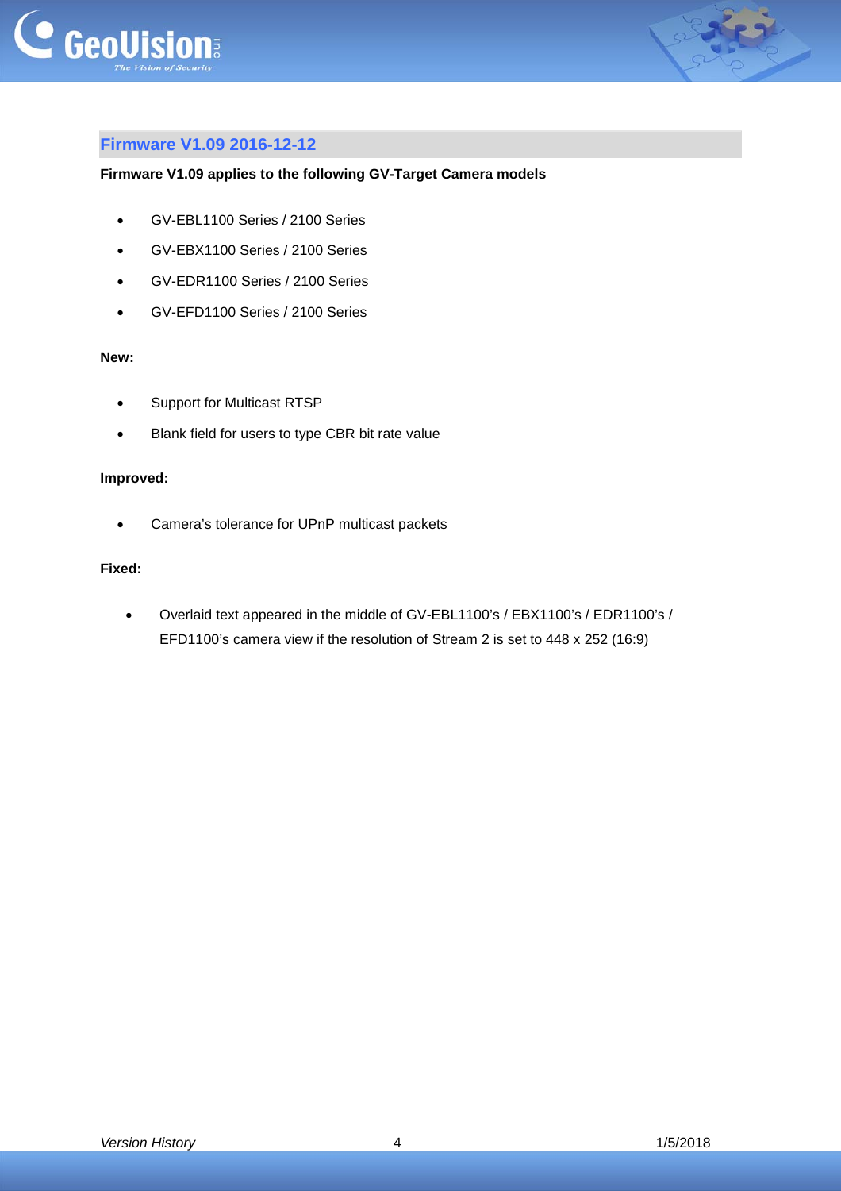## Firmware V1.09 2016-12-12

**Firmware V1.09 applies to the following GV-Target Camera models**

- GV-EBL1100 Series / 2100 Series
- GV-EBX1100 Series / 2100 Series
- GV-EDR1100 Series / 2100 Series
- GV-EFD1100 Series / 2100 Series

**New:**

- Support for Multicast RTSP
- Blank field for users to type CBR bit rate value

**Improved:**

- Camera's tolerance for UPnP multicast packets

**Fixed:**

- Overlaid text appeared in the middle of GV-EBL1100's / EBX1100's / EDR1100's / EFD1100's camera view if the resolution of Stream 2 is set to 448 x 252 (16:9)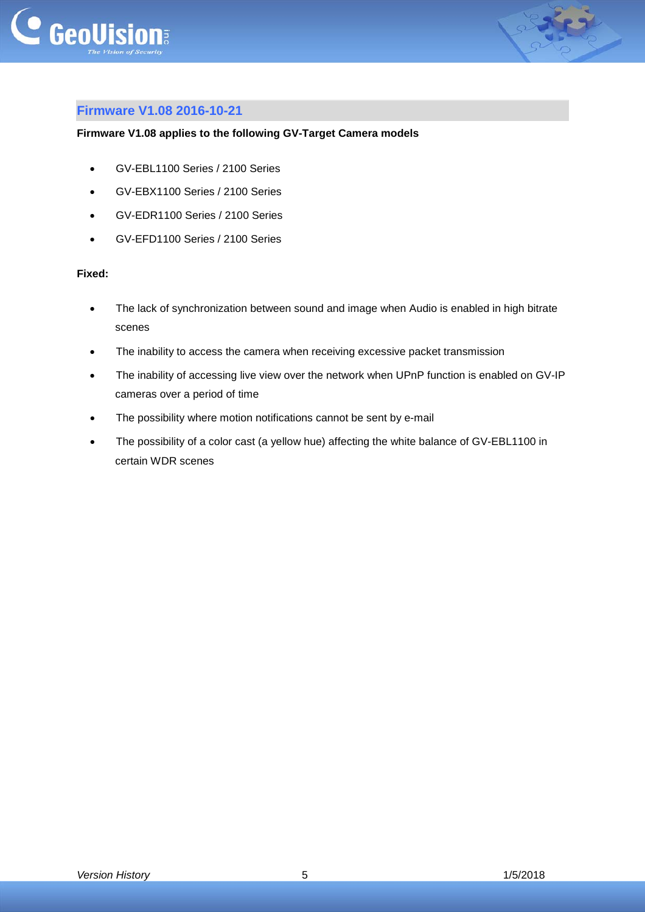## Firmware V1.08 2016-10-21

**Firmware V1.08 applies to the following GV-Target Camera models**

- GV-EBL1100 Series / 2100 Series
- GV-EBX1100 Series / 2100 Series
- GV-EDR1100 Series / 2100 Series
- GV-EFD1100 Series / 2100 Series

**Fixed:**

- The lack of synchronization between sound and image when Audio is enabled in high bitrate scenes
- The inability to access the camera when receiving excessive packet transmission
- The inability of accessing live view over the network when UPnP function is enabled on GV-IP cameras over a period of time
- The possibility where motion notifications cannot be sent by e-mail
- The possibility of a color cast (a yellow hue) affecting the white balance of GV-EBL1100 in certain WDR scenes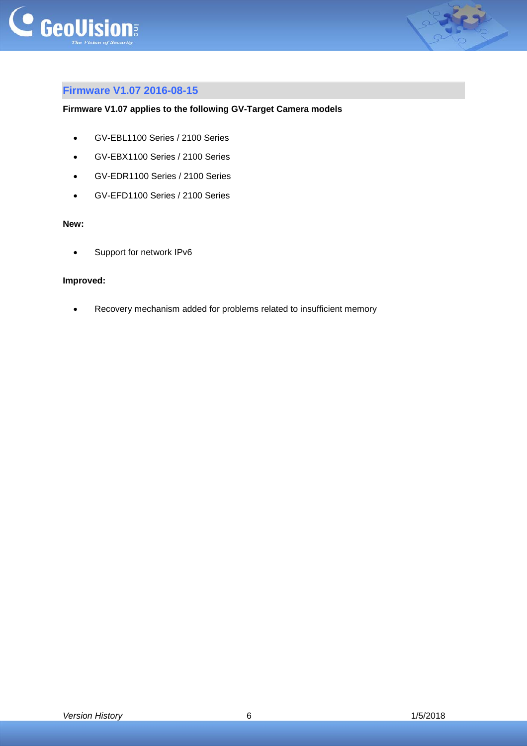## Firmware V1.07 2016-08-15

**Firmware V1.07 applies to the following GV-Target Camera models**

- GV-EBL1100 Series / 2100 Series
- GV-EBX1100 Series / 2100 Series
- GV-EDR1100 Series / 2100 Series
- GV-EFD1100 Series / 2100 Series

**New:**

- Support for network IPv6

**Improved:**

- Recovery mechanism added for problems related to insufficient memory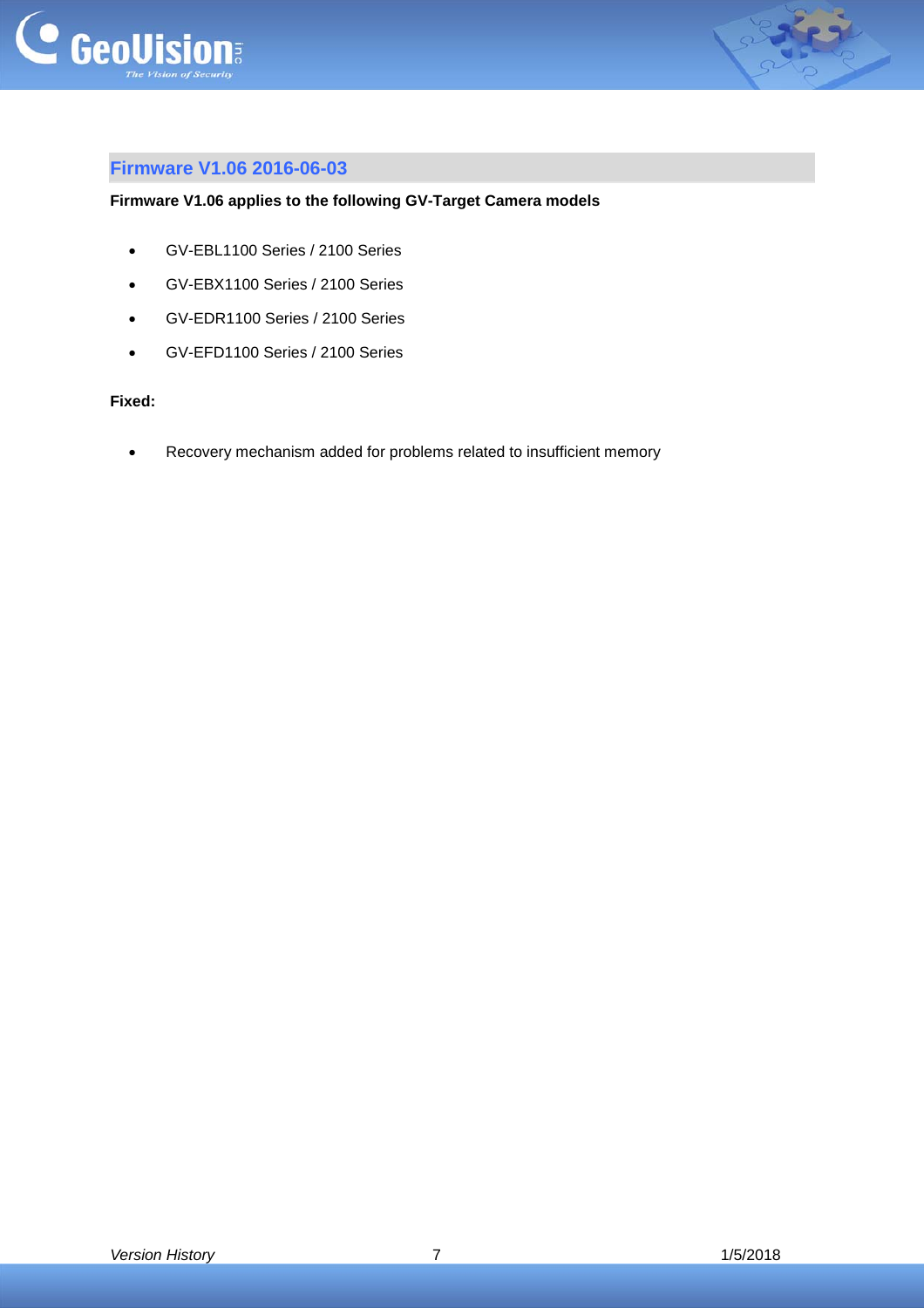## Firmware V1.06 2016-06-03

**Firmware V1.06 applies to the following GV-Target Camera models**

- GV-EBL1100 Series / 2100 Series
- GV-EBX1100 Series / 2100 Series
- GV-EDR1100 Series / 2100 Series
- GV-EFD1100 Series / 2100 Series

**Fixed:**

- Recovery mechanism added for problems related to insufficient memory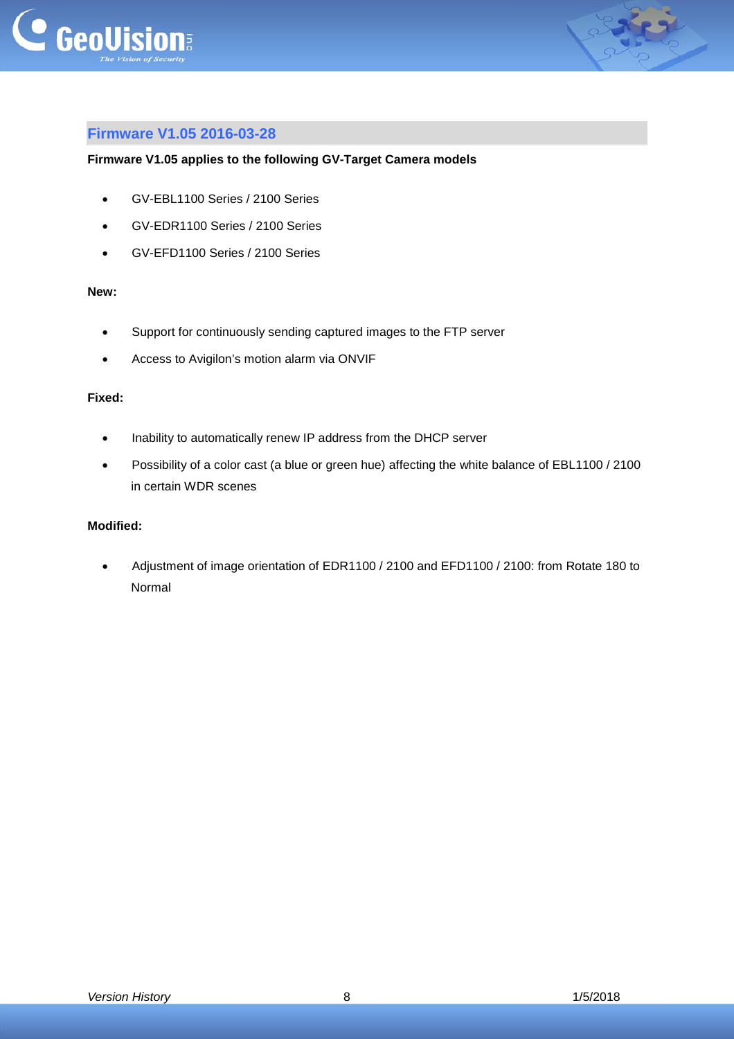## Firmware V1.05 2016-03-28

**Firmware V1.05 applies to the following GV-Target Camera models**

- GV-EBL1100 Series / 2100 Series
- GV-EDR1100 Series / 2100 Series
- GV-EFD1100 Series / 2100 Series

**New:**

- Support for continuously sending captured images to the FTP server
- Access to Avigilon's motion alarm via ONVIF

**Fixed:**

- Inability to automatically renew IP address from the DHCP server
- Possibility of a color cast (a blue or green hue) affecting the white balance of EBL1100 / 2100 in certain WDR scenes

**Modified:**

- Adjustment of image orientation of EDR1100 / 2100 and EFD1100 / 2100: from Rotate 180 to Normal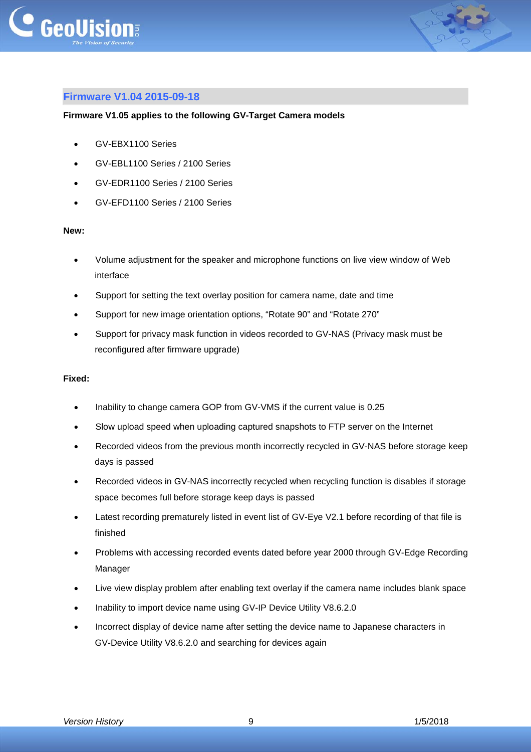## Firmware V1.04 2015-09-18

**Firmware V1.05 applies to the following GV-Target Camera models**

- GV-EBX1100 Series
- GV-EBL1100 Series / 2100 Series
- GV-EDR1100 Series / 2100 Series
- GV-EFD1100 Series / 2100 Series

**New:**

- Volume adjustment for the speaker and microphone functions on live view window of Web interface
- Support for setting the text overlay position for camera name, date and time
- Support for new image orientation options, "Rotate 90" and "Rotate 270"
- Support for privacy mask function in videos recorded to GV-NAS (Privacy mask must be reconfigured after firmware upgrade)

**Fixed:**

- Inability to change camera GOP from GV-VMS if the current value is 0.25
- Slow upload speed when uploading captured snapshots to FTP server on the Internet
- Recorded videos from the previous month incorrectly recycled in GV-NAS before storage keep days is passed
- Recorded videos in GV-NAS incorrectly recycled when recycling function is disables if storage space becomes full before storage keep days is passed
- Latest recording prematurely listed in event list of GV-Eye V2.1 before recording of that file is finished
- Problems with accessing recorded events dated before year 2000 through GV-Edge Recording Manager
- Live view display problem after enabling text overlay if the camera name includes blank space
- Inability to import device name using GV-IP Device Utility V8.6.2.0
- Incorrect display of device name after setting the device name to Japanese characters in GV-Device Utility V8.6.2.0 and searching for devices again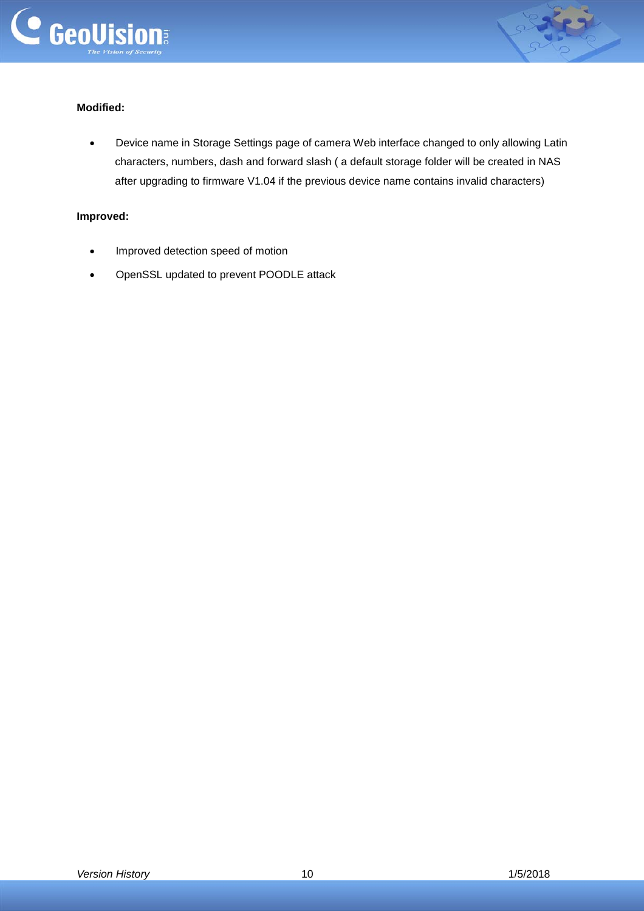**Modified:**

- Device name in Storage Settings page of camera Web interface changed to only allowing Latin characters, numbers, dash and forward slash ( a default storage folder will be created in NAS after upgrading to firmware V1.04 if the previous device name contains invalid characters)

**Improved:**

- Improved detection speed of motion
- OpenSSL updated to prevent POODLE attack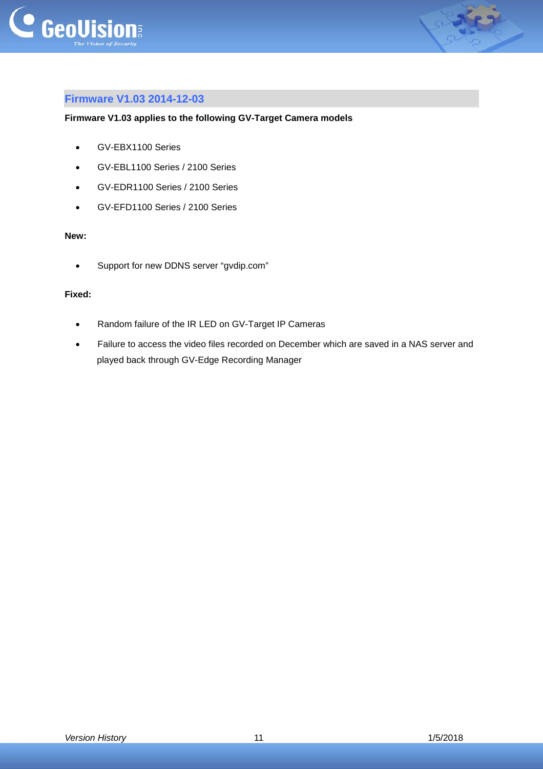## Firmware V1.03 2014-12-03

**Firmware V1.03 applies to the following GV-Target Camera models**

- GV-EBX1100 Series
- GV-EBL1100 Series / 2100 Series
- GV-EDR1100 Series / 2100 Series
- GV-EFD1100 Series / 2100 Series

**New:**

- Support for new DDNS server "gvdip.com"

**Fixed:**

- Random failure of the IR LED on GV-Target IP Cameras
- Failure to access the video files recorded on December which are saved in a NAS server and played back through GV-Edge Recording Manager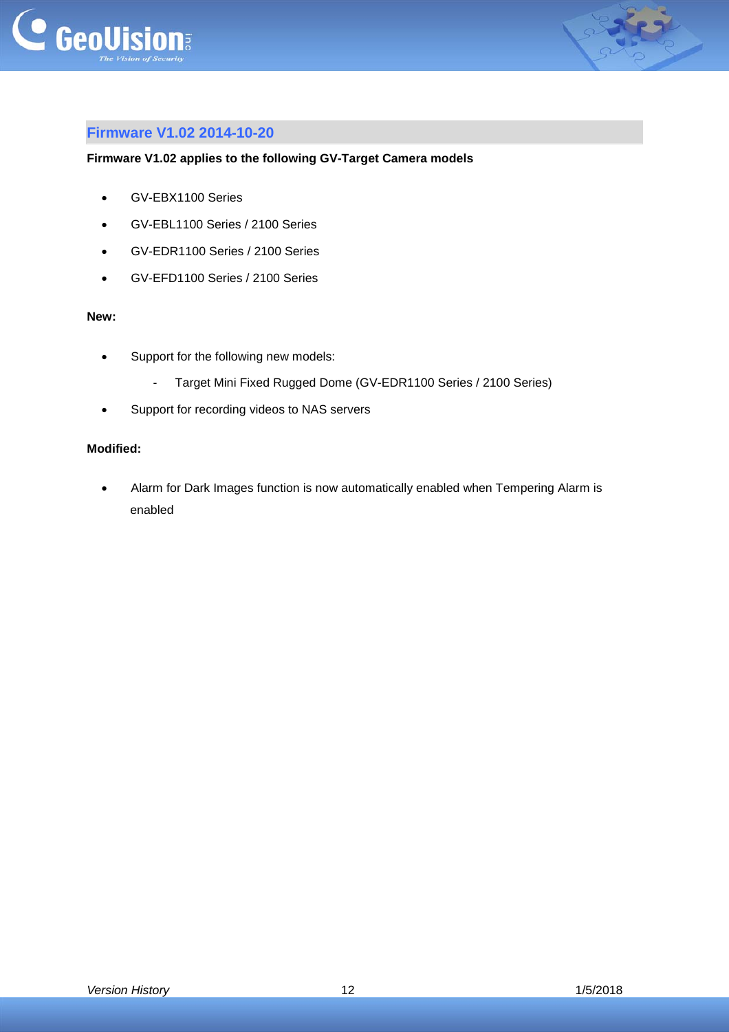## Firmware V1.02 2014-10-20

**Firmware V1.02 applies to the following GV-Target Camera models**

- GV-EBX1100 Series
- GV-EBL1100 Series / 2100 Series
- GV-EDR1100 Series / 2100 Series
- GV-EFD1100 Series / 2100 Series

**New:**

- Support for the following new models:
    - Target Mini Fixed Rugged Dome (GV-EDR1100 Series / 2100 Series)
- Support for recording videos to NAS servers

**Modified:**

- Alarm for Dark Images function is now automatically enabled when Tempering Alarm is enabled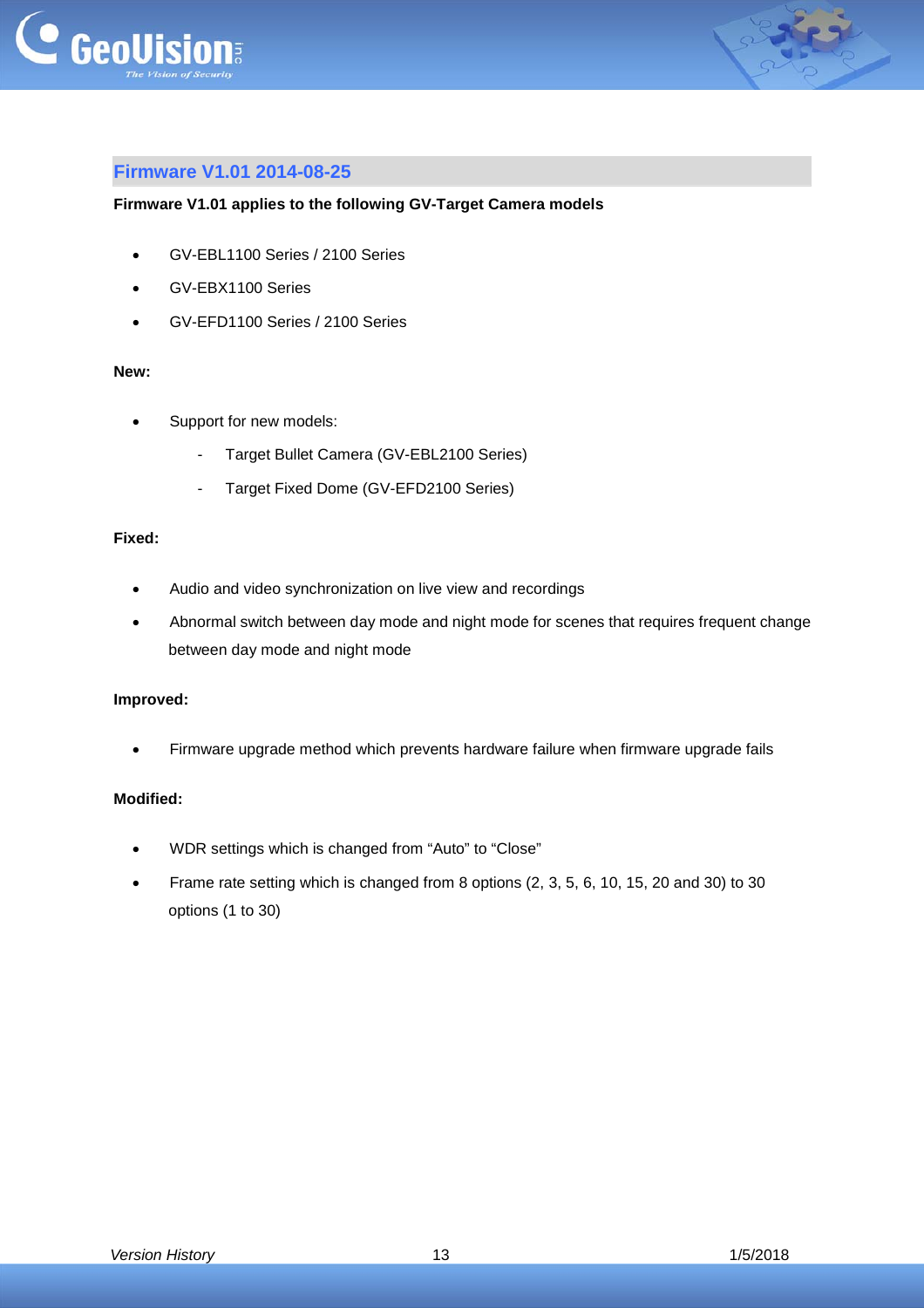## Firmware V1.01 2014-08-25

**Firmware V1.01 applies to the following GV-Target Camera models**

- GV-EBL1100 Series / 2100 Series
- GV-EBX1100 Series
- GV-EFD1100 Series / 2100 Series

**New:**

- Support for new models:
  - Target Bullet Camera (GV-EBL2100 Series)
  - Target Fixed Dome (GV-EFD2100 Series)

**Fixed:**

- Audio and video synchronization on live view and recordings
- Abnormal switch between day mode and night mode for scenes that requires frequent change between day mode and night mode

**Improved:**

- Firmware upgrade method which prevents hardware failure when firmware upgrade fails

**Modified:**

- WDR settings which is changed from “Auto” to “Close”
- Frame rate setting which is changed from 8 options (2, 3, 5, 6, 10, 15, 20 and 30) to 30 options (1 to 30)